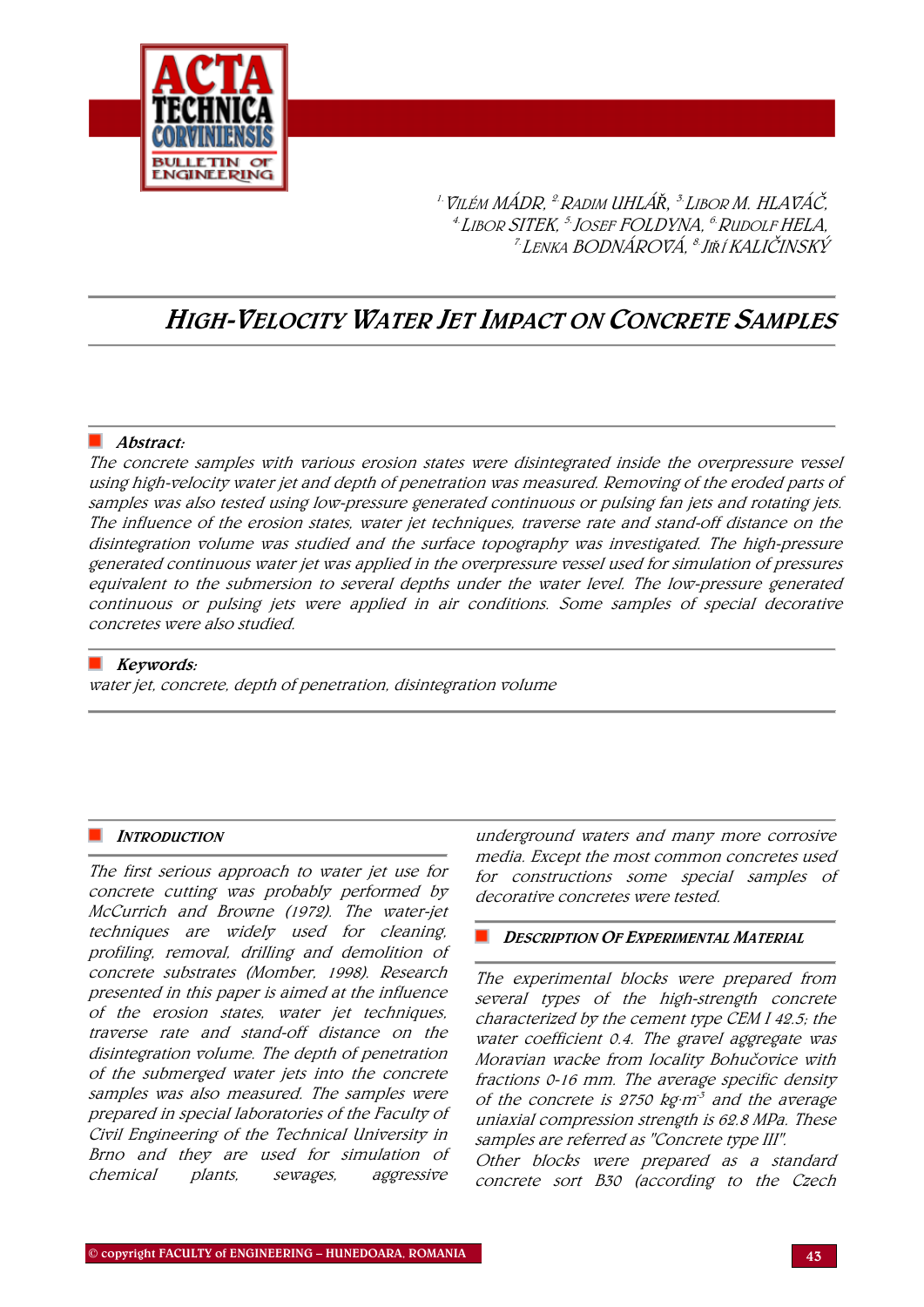[1.] VILÉM MÁDR, [2.] RADIM UHLÁŘ, [3.] LIBOR M. HLAVÁČ, [4.] LIBOR SITEK, [5.] JOSEF FOLDYNA, [6.] RUDOLF HELA, [7.] LENKA BODNÁROVÁ, [8.] JIŘÍ KALIČINSKÝ

# HIGH-VELOCITY WATER JET IMPACT ON CONCRETE SAMPLES

## Abstract:

*The concrete samples with various erosion states were disintegrated inside the overpressure vessel using high-velocity water jet and depth of penetration was measured. Removing of the eroded parts of samples was also tested using low-pressure generated continuous or pulsing fan jets and rotating jets. The influence of the erosion states, water jet techniques, traverse rate and stand-off distance on the disintegration volume was studied and the surface topography was investigated. The high-pressure generated continuous water jet was applied in the overpressure vessel used for simulation of pressures equivalent to the submersion to several depths under the water level. The low-pressure generated continuous or pulsing jets were applied in air conditions. Some samples of special decorative concretes were also studied.*

## Keywords:

*water jet, concrete, depth of penetration, disintegration volume*

## INTRODUCTION

*The first serious approach to water jet use for concrete cutting was probably performed by McCurrich and Browne (1972). The water-jet techniques are widely used for cleaning, profiling, removal, drilling and demolition of concrete substrates (Momber, 1998). Research presented in this paper is aimed at the influence of the erosion states, water jet techniques, traverse rate and stand-off distance on the disintegration volume. The depth of penetration of the submerged water jets into the concrete samples was also measured. The samples were prepared in special laboratories of the Faculty of Civil Engineering of the Technical University in Brno and they are used for simulation of chemical plants, sewages, aggressive underground waters and many more corrosive media. Except the most common concretes used for constructions some special samples of decorative concretes were tested.*

## DESCRIPTION OF EXPERIMENTAL MATERIAL

*The experimental blocks were prepared from several types of the high-strength concrete characterized by the cement type CEM I 42.5; the water coefficient 0.4. The gravel aggregate was Moravian wacke from locality Bohučovice with fractions 0-16 mm. The average specific density of the concrete is 2750 kg·m$^{-3}$ and the average uniaxial compression strength is 62.8 MPa. These samples are referred as "Concrete type III".*

*Other blocks were prepared as a standard concrete sort B30 (according to the Czech*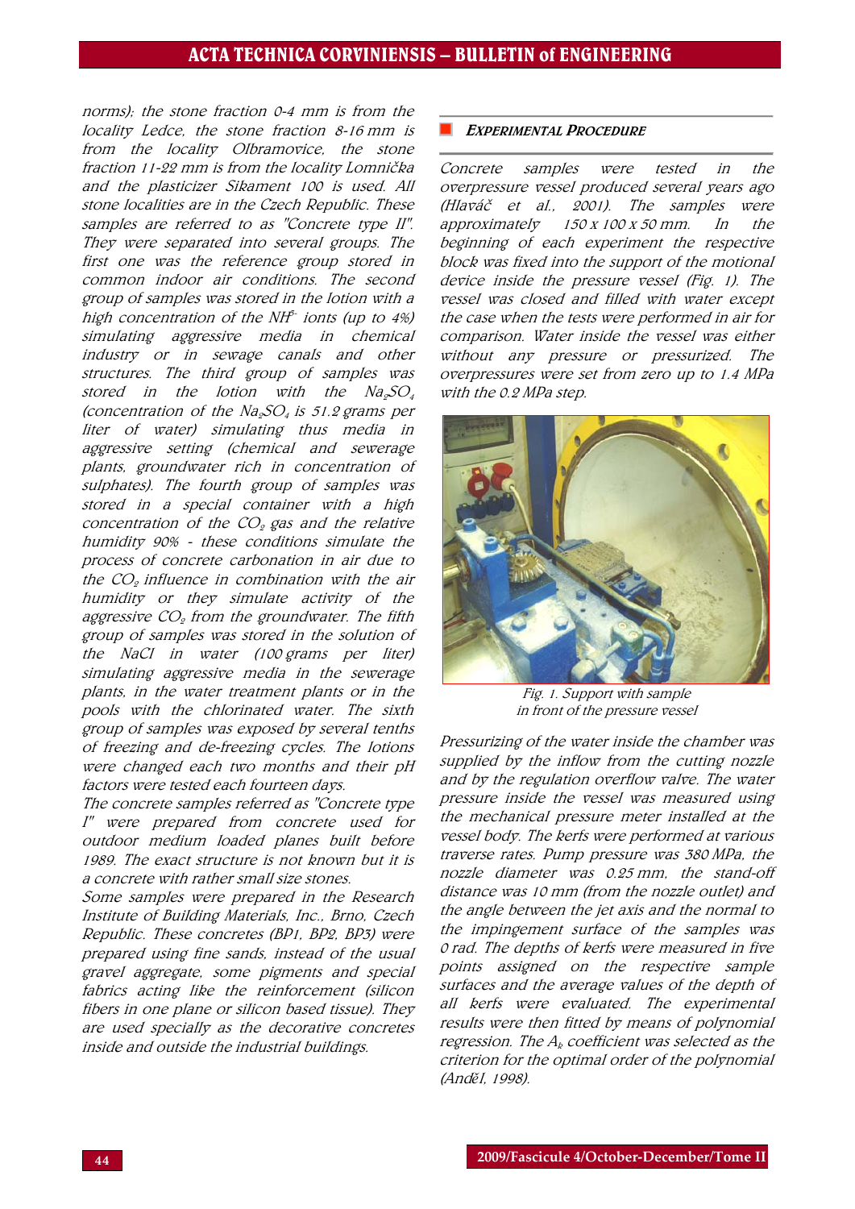norms); the stone fraction 0-4 mm is from the locality Ledce, the stone fraction 8-16 mm is from the locality Olbramovice, the stone fraction 11-22 mm is from the locality Lomnička and the plasticizer Sikament 100 is used. All stone localities are in the Czech Republic. These samples are referred to as "Concrete type II". They were separated into several groups. The first one was the reference group stored in common indoor air conditions. The second group of samples was stored in the lotion with a high concentration of the $NH^{4-}$ ionts (up to 4%) simulating aggressive media in chemical industry or in sewage canals and other structures. The third group of samples was stored in the lotion with the $Na_2SO_4$ (concentration of the $Na_2SO_4$ is 51.2 grams per liter of water) simulating thus media in aggressive setting (chemical and sewerage plants, groundwater rich in concentration of sulphates). The fourth group of samples was stored in a special container with a high concentration of the $CO_2$ gas and the relative humidity 90% - these conditions simulate the process of concrete carbonation in air due to the $CO_2$ influence in combination with the air humidity or they simulate activity of the aggressive $CO_2$ from the groundwater. The fifth group of samples was stored in the solution of the NaCl in water (100 grams per liter) simulating aggressive media in the sewerage plants, in the water treatment plants or in the pools with the chlorinated water. The sixth group of samples was exposed by several tenths of freezing and de-freezing cycles. The lotions were changed each two months and their pH factors were tested each fourteen days.

The concrete samples referred as "Concrete type I" were prepared from concrete used for outdoor medium loaded planes built before 1989. The exact structure is not known but it is a concrete with rather small size stones.

Some samples were prepared in the Research Institute of Building Materials, Inc., Brno, Czech Republic. These concretes (BP1, BP2, BP3) were prepared using fine sands, instead of the usual gravel aggregate, some pigments and special fabrics acting like the reinforcement (silicon fibers in one plane or silicon based tissue). They are used specially as the decorative concretes inside and outside the industrial buildings.

## EXPERIMENTAL PROCEDURE

Concrete samples were tested in the overpressure vessel produced several years ago (Hlaváč et al., 2001). The samples were approximately 150 x 100 x 50 mm. In the beginning of each experiment the respective block was fixed into the support of the motional device inside the pressure vessel (Fig. 1). The vessel was closed and filled with water except the case when the tests were performed in air for comparison. Water inside the vessel was either without any pressure or pressurized. The overpressures were set from zero up to 1.4 MPa with the 0.2 MPa step.

Fig. 1. Support with sample in front of the pressure vessel

Pressurizing of the water inside the chamber was supplied by the inflow from the cutting nozzle and by the regulation overflow valve. The water pressure inside the vessel was measured using the mechanical pressure meter installed at the vessel body. The kerfs were performed at various traverse rates. Pump pressure was 380 MPa, the nozzle diameter was 0.25 mm, the stand-off distance was 10 mm (from the nozzle outlet) and the angle between the jet axis and the normal to the impingement surface of the samples was 0 rad. The depths of kerfs were measured in five points assigned on the respective sample surfaces and the average values of the depth of all kerfs were evaluated. The experimental results were then fitted by means of polynomial regression. The $A_k$ coefficient was selected as the criterion for the optimal order of the polynomial (Anděl, 1998).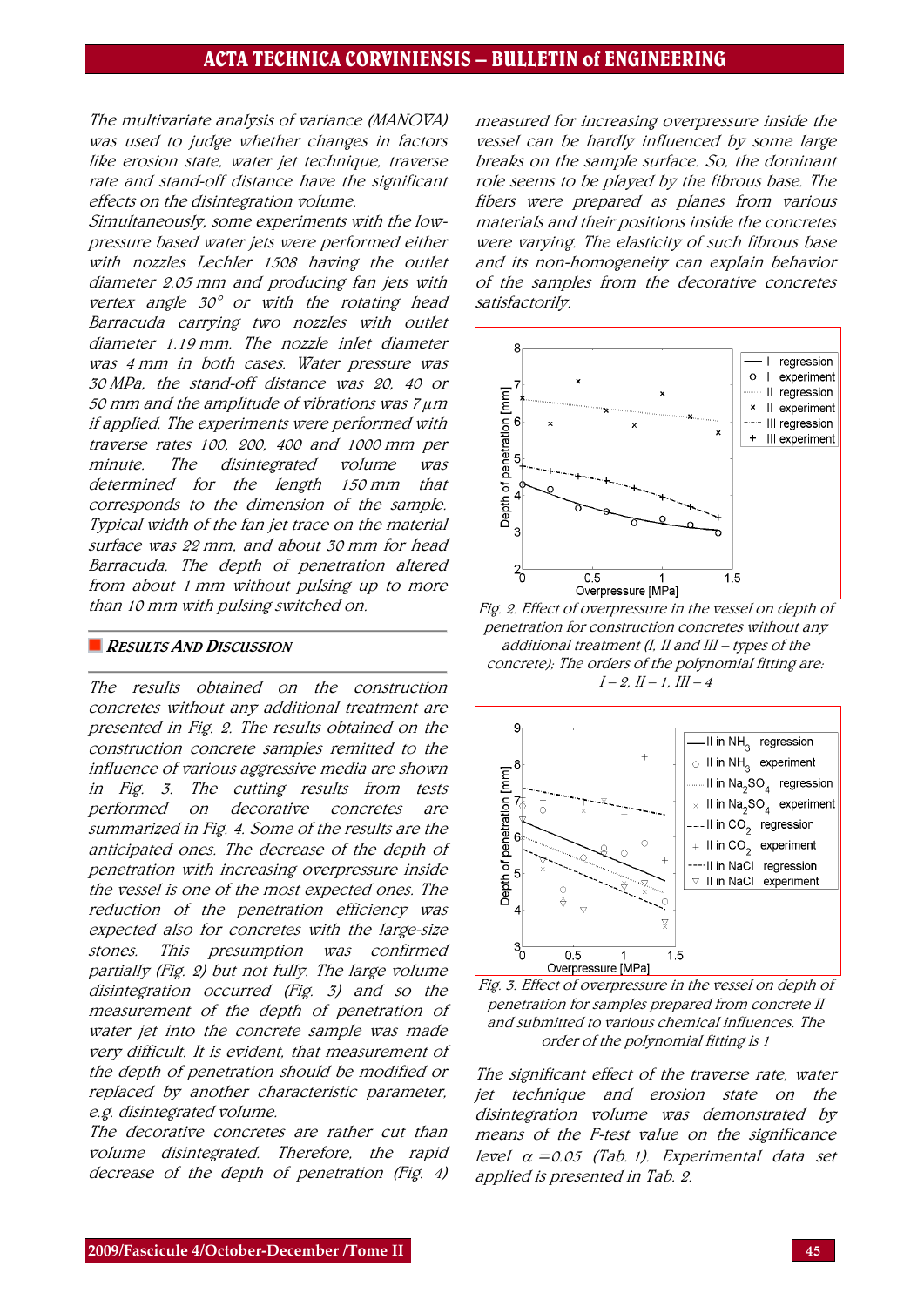*The multivariate analysis of variance (MANOVA) was used to judge whether changes in factors like erosion state, water jet technique, traverse rate and stand-off distance have the significant effects on the disintegration volume.*

*Simultaneously, some experiments with the low-pressure based water jets were performed either with nozzles Lechler 1508 having the outlet diameter 2.05 mm and producing fan jets with vertex angle 30° or with the rotating head Barracuda carrying two nozzles with outlet diameter 1.19 mm. The nozzle inlet diameter was 4 mm in both cases. Water pressure was 30 MPa, the stand-off distance was 20, 40 or 50 mm and the amplitude of vibrations was 7 μm if applied. The experiments were performed with traverse rates 100, 200, 400 and 1000 mm per minute. The disintegrated volume was determined for the length 150 mm that corresponds to the dimension of the sample. Typical width of the fan jet trace on the material surface was 22 mm, and about 30 mm for head Barracuda. The depth of penetration altered from about 1 mm without pulsing up to more than 10 mm with pulsing switched on.*

## *RESULTS AND DISCUSSION*

*The results obtained on the construction concretes without any additional treatment are presented in Fig. 2. The results obtained on the construction concrete samples remitted to the influence of various aggressive media are shown in Fig. 3. The cutting results from tests performed on decorative concretes are summarized in Fig. 4. Some of the results are the anticipated ones. The decrease of the depth of penetration with increasing overpressure inside the vessel is one of the most expected ones. The reduction of the penetration efficiency was expected also for concretes with the large-size stones. This presumption was confirmed partially (Fig. 2) but not fully. The large volume disintegration occurred (Fig. 3) and so the measurement of the depth of penetration of water jet into the concrete sample was made very difficult. It is evident, that measurement of the depth of penetration should be modified or replaced by another characteristic parameter, e.g. disintegrated volume.*

*The decorative concretes are rather cut than volume disintegrated. Therefore, the rapid decrease of the depth of penetration (Fig. 4) measured for increasing overpressure inside the vessel can be hardly influenced by some large breaks on the sample surface. So, the dominant role seems to be played by the fibrous base. The fibers were prepared as planes from various materials and their positions inside the concretes were varying. The elasticity of such fibrous base and its non-homogeneity can explain behavior of the samples from the decorative concretes satisfactorily.*

*Fig. 2. Effect of overpressure in the vessel on depth of penetration for construction concretes without any additional treatment (I, II and III – types of the concrete): The orders of the polynomial fitting are: I – 2, II – 1, III – 4*

*Fig. 3. Effect of overpressure in the vessel on depth of penetration for samples prepared from concrete II and submitted to various chemical influences. The order of the polynomial fitting is 1*

*The significant effect of the traverse rate, water jet technique and erosion state on the disintegration volume was demonstrated by means of the F-test value on the significance level $\alpha = 0.05$ (Tab. 1). Experimental data set applied is presented in Tab. 2.*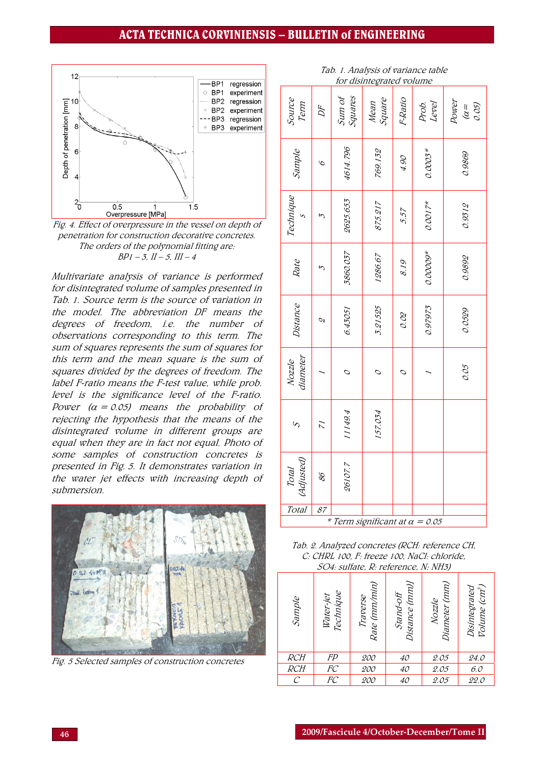Fig. 4. Effect of overpressure in the vessel on depth of penetration for construction decorative concretes. The orders of the polynomial fitting are: BP1 – 3, II – 5, III – 4

Multivariate analysis of variance is performed for disintegrated volume of samples presented in Tab. 1. Source term is the source of variation in the model. The abbreviation DF means the degrees of freedom, i.e. the number of observations corresponding to this term. The sum of squares represents the sum of squares for this term and the mean square is the sum of squares divided by the degrees of freedom. The label F-ratio means the F-test value, while prob. level is the significance level of the F-ratio. Power ($\alpha = 0.05$) means the probability of rejecting the hypothesis that the means of the disintegrated volume in different groups are equal when they are in fact not equal. Photo of some samples of construction concretes is presented in Fig. 5. It demonstrates variation in the water jet effects with increasing depth of submersion.

Fig. 5 Selected samples of construction concretes

Tab. 1. Analysis of variance table for disintegrated volume

| Source Term | DF | Sum of Squares | Mean Square | F-Ratio | Prob. Level | Power ($\alpha$ = 0.05) |
|---|---|---|---|---|---|---|
| Sample | 6 | 4614.796 | 769.132 | 4.90 | 0.0003* | 0.9869 |
| Techniques | 3 | 2625.653 | 875.217 | 5.57 | 0.0017* | 0.9512 |
| Rate | 3 | 3860.037 | 1286.67 | 8.19 | 0.00009* | 0.9892 |
| Distance | 2 | 6.43051 | 3.21525 | 0.02 | 0.97973 | 0.0529 |
| Nozzle diameter | 1 | 0 | 0 | 0 | 1 | 0.05 |
| S | 71 | 11149.4 | 157.034 | | | |
| Total (Adjusted) | 86 | 26107.7 | | | | |
| Total | 87 | | | | | |

\* Term significant at $\alpha$ = 0.05

Tab. 2. Analyzed concretes (RCH: reference CH, C: CHRL 100, F: freeze 100, NaCl: chloride, SO4: sulfate, R: reference, N: NH3)

| Sample | Water-jet Technique | Traverse Rate (mm/min) | Stand-off Distance (mm) | Nozzle Diameter (mm) | Disintegrated Volume ($cm^3$) |
|---|---|---|---|---|---|
| RCH | FP | 200 | 40 | 2.05 | 24.0 |
| RCH | FC | 200 | 40 | 2.05 | 6.0 |
| C | FC | 200 | 40 | 2.05 | 22.0 |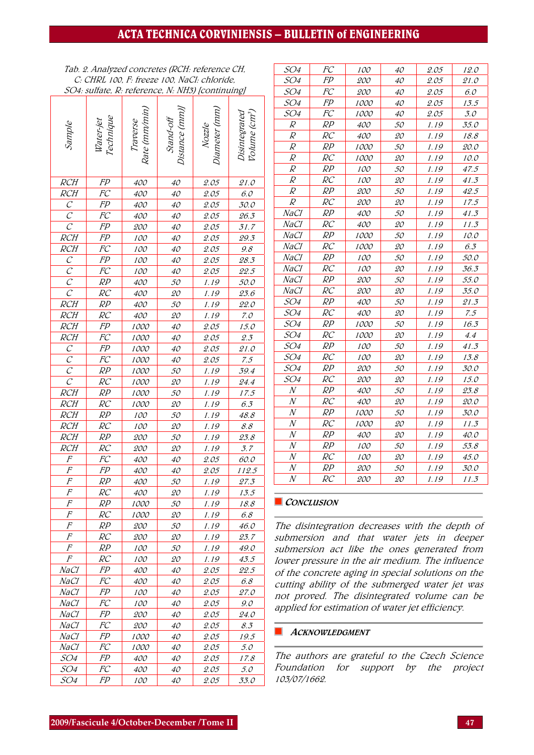Tab. 2. Analyzed concretes (RCH: reference CH, C: CHRL 100, F: freeze 100, NaCl: chloride, SO4: sulfate, R: reference, N: NH3) [continuing]

| Sample | Water-jet Technique | Traverse Rate (mm/min) | Stand-off Distance (mm)] | Nozzle Diameter (mm) | Disintegrated Volume (cm$^3$) |
|---|---|---|---|---|---|
| RCH | FP | 400 | 40 | 2.05 | 21.0 |
| RCH | FC | 400 | 40 | 2.05 | 6.0 |
| C | FP | 400 | 40 | 2.05 | 30.0 |
| C | FC | 400 | 40 | 2.05 | 26.3 |
| C | FP | 200 | 40 | 2.05 | 31.7 |
| RCH | FP | 100 | 40 | 2.05 | 29.3 |
| RCH | FC | 100 | 40 | 2.05 | 9.8 |
| C | FP | 100 | 40 | 2.05 | 28.3 |
| C | FC | 100 | 40 | 2.05 | 22.5 |
| C | RP | 400 | 50 | 1.19 | 50.0 |
| C | RC | 400 | 20 | 1.19 | 23.6 |
| RCH | RP | 400 | 50 | 1.19 | 22.0 |
| RCH | RC | 400 | 20 | 1.19 | 7.0 |
| RCH | FP | 1000 | 40 | 2.05 | 15.0 |
| RCH | FC | 1000 | 40 | 2.05 | 2.3 |
| C | FP | 1000 | 40 | 2.05 | 21.0 |
| C | FC | 1000 | 40 | 2.05 | 7.5 |
| C | RP | 1000 | 50 | 1.19 | 39.4 |
| C | RC | 1000 | 20 | 1.19 | 24.4 |
| RCH | RP | 1000 | 50 | 1.19 | 17.5 |
| RCH | RC | 1000 | 20 | 1.19 | 6.3 |
| RCH | RP | 100 | 50 | 1.19 | 48.8 |
| RCH | RC | 100 | 20 | 1.19 | 8.8 |
| RCH | RP | 200 | 50 | 1.19 | 23.8 |
| RCH | RC | 200 | 20 | 1.19 | 3.7 |
| F | FC | 400 | 40 | 2.05 | 60.0 |
| F | FP | 400 | 40 | 2.05 | 112.5 |
| F | RP | 400 | 50 | 1.19 | 27.3 |
| F | RC | 400 | 20 | 1.19 | 13.5 |
| F | RP | 1000 | 50 | 1.19 | 18.8 |
| F | RC | 1000 | 20 | 1.19 | 6.8 |
| F | RP | 200 | 50 | 1.19 | 46.0 |
| F | RC | 200 | 20 | 1.19 | 23.7 |
| F | RP | 100 | 50 | 1.19 | 49.0 |
| F | RC | 100 | 20 | 1.19 | 43.5 |
| NaCl | FP | 400 | 40 | 2.05 | 22.5 |
| NaCl | FC | 400 | 40 | 2.05 | 6.8 |
| NaCl | FP | 100 | 40 | 2.05 | 27.0 |
| NaCl | FC | 100 | 40 | 2.05 | 9.0 |
| NaCl | FP | 200 | 40 | 2.05 | 24.0 |
| NaCl | FC | 200 | 40 | 2.05 | 8.3 |
| NaCl | FP | 1000 | 40 | 2.05 | 19.5 |
| NaCl | FC | 1000 | 40 | 2.05 | 5.0 |
| SO4 | FP | 400 | 40 | 2.05 | 17.8 |
| SO4 | FC | 400 | 40 | 2.05 | 5.0 |
| SO4 | FP | 100 | 40 | 2.05 | 33.0 |
| SO4 | FC | 100 | 40 | 2.05 | 12.0 |
| SO4 | FP | 200 | 40 | 2.05 | 21.0 |
| SO4 | FC | 200 | 40 | 2.05 | 6.0 |
| SO4 | FP | 1000 | 40 | 2.05 | 13.5 |
| SO4 | FC | 1000 | 40 | 2.05 | 3.0 |
| R | RP | 400 | 50 | 1.19 | 35.0 |
| R | RC | 400 | 20 | 1.19 | 18.8 |
| R | RP | 1000 | 50 | 1.19 | 20.0 |
| R | RC | 1000 | 20 | 1.19 | 10.0 |
| R | RP | 100 | 50 | 1.19 | 47.5 |
| R | RC | 100 | 20 | 1.19 | 41.3 |
| R | RP | 200 | 50 | 1.19 | 42.5 |
| R | RC | 200 | 20 | 1.19 | 17.5 |
| NaCl | RP | 400 | 50 | 1.19 | 41.3 |
| NaCl | RC | 400 | 20 | 1.19 | 11.3 |
| NaCl | RP | 1000 | 50 | 1.19 | 10.0 |
| NaCl | RC | 1000 | 20 | 1.19 | 6.3 |
| NaCl | RP | 100 | 50 | 1.19 | 50.0 |
| NaCl | RC | 100 | 20 | 1.19 | 36.3 |
| NaCl | RP | 200 | 50 | 1.19 | 55.0 |
| NaCl | RC | 200 | 20 | 1.19 | 35.0 |
| SO4 | RP | 400 | 50 | 1.19 | 21.3 |
| SO4 | RC | 400 | 20 | 1.19 | 7.5 |
| SO4 | RP | 1000 | 50 | 1.19 | 16.3 |
| SO4 | RC | 1000 | 20 | 1.19 | 4.4 |
| SO4 | RP | 100 | 50 | 1.19 | 41.3 |
| SO4 | RC | 100 | 20 | 1.19 | 13.8 |
| SO4 | RP | 200 | 50 | 1.19 | 30.0 |
| SO4 | RC | 200 | 20 | 1.19 | 15.0 |
| N | RP | 400 | 50 | 1.19 | 23.8 |
| N | RC | 400 | 20 | 1.19 | 20.0 |
| N | RP | 1000 | 50 | 1.19 | 30.0 |
| N | RC | 1000 | 20 | 1.19 | 11.3 |
| N | RP | 400 | 20 | 1.19 | 40.0 |
| N | RP | 100 | 50 | 1.19 | 53.8 |
| N | RC | 100 | 20 | 1.19 | 45.0 |
| N | RP | 200 | 50 | 1.19 | 30.0 |
| N | RC | 200 | 20 | 1.19 | 11.3 |

## CONCLUSION

*The disintegration decreases with the depth of submersion and that water jets in deeper submersion act like the ones generated from lower pressure in the air medium. The influence of the concrete aging in special solutions on the cutting ability of the submerged water jet was not proved. The disintegrated volume can be applied for estimation of water jet efficiency.*

## ACKNOWLEDGMENT

*The authors are grateful to the Czech Science Foundation for support by the project 103/07/1662.*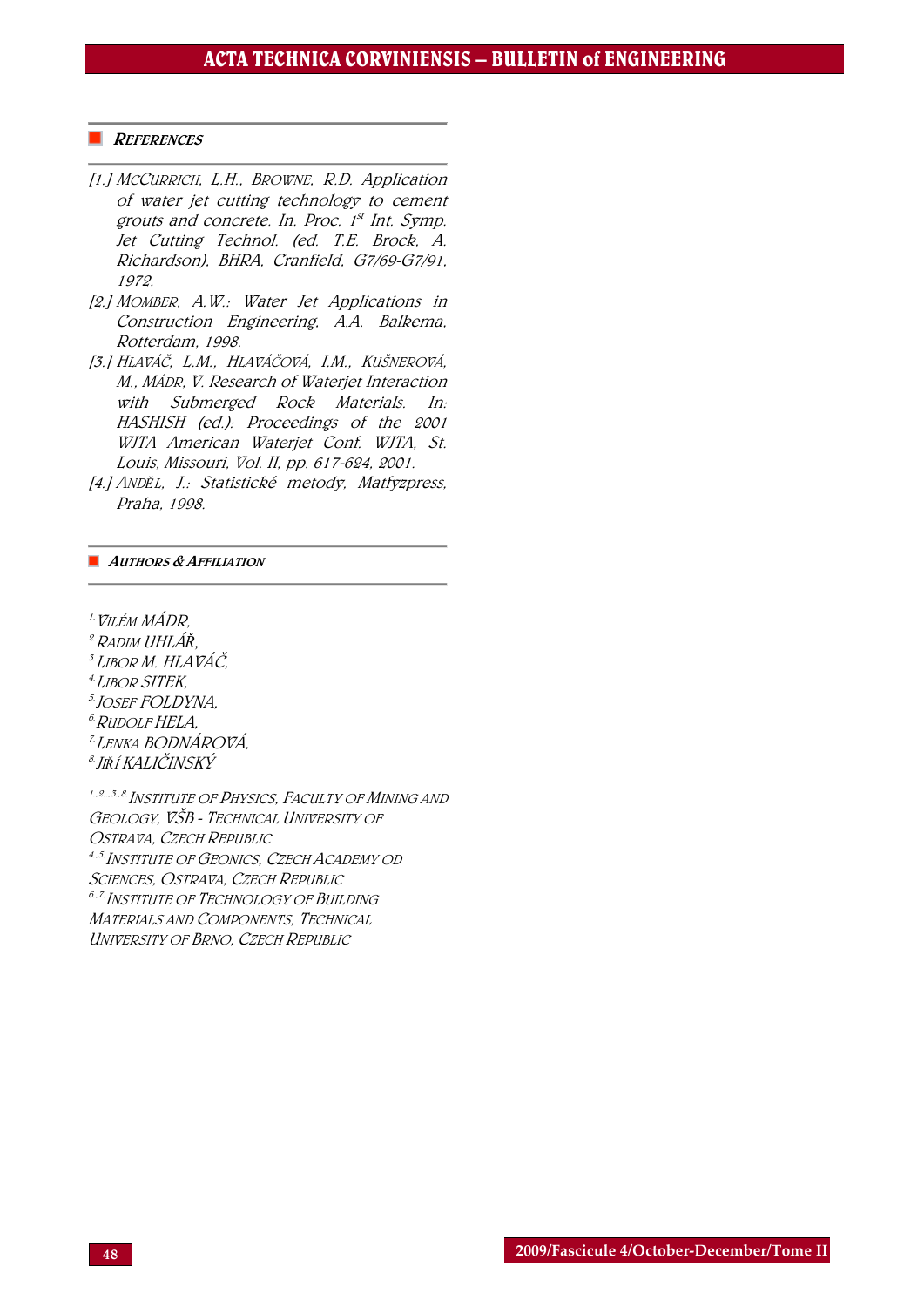## REFERENCES

[1.] MCCURRICH, L.H., BROWNE, R.D. Application of water jet cutting technology to cement grouts and concrete. In. Proc. 1st Int. Symp. Jet Cutting Technol. (ed. T.E. Brock, A. Richardson), BHRA, Cranfield, G7/69-G7/91, 1972.

[2.] MOMBER, A.W.: Water Jet Applications in Construction Engineering, A.A. Balkema, Rotterdam, 1998.

[3.] HLAVÁČ, L.M., HLAVÁČOVÁ, I.M., KUŠNEROVÁ, M., MÁDR, V. Research of Waterjet Interaction with Submerged Rock Materials. In: HASHISH (ed.): Proceedings of the 2001 WJTA American Waterjet Conf. WJTA, St. Louis, Missouri, Vol. II, pp. 617-624, 2001.

[4.] ANDĚL, J.: Statistické metody, Matfyzpress, Praha, 1998.

## AUTHORS & AFFILIATION

[1.] VILÉM MÁDR,
[2.] RADIM UHLÁŘ,
[3.] LIBOR M. HLAVÁČ,
[4.] LIBOR SITEK,
[5.] JOSEF FOLDYNA,
[6.] RUDOLF HELA,
[7.] LENKA BODNÁROVÁ,
[8.] JIŘÍ KALIČINSKÝ

[1.,2.,3.,8.] INSTITUTE OF PHYSICS, FACULTY OF MINING AND GEOLOGY, VŠB - TECHNICAL UNIVERSITY OF OSTRAVA, CZECH REPUBLIC

[4.,5.] INSTITUTE OF GEONICS, CZECH ACADEMY OD SCIENCES, OSTRAVA, CZECH REPUBLIC

[6.,7.] INSTITUTE OF TECHNOLOGY OF BUILDING MATERIALS AND COMPONENTS, TECHNICAL UNIVERSITY OF BRNO, CZECH REPUBLIC